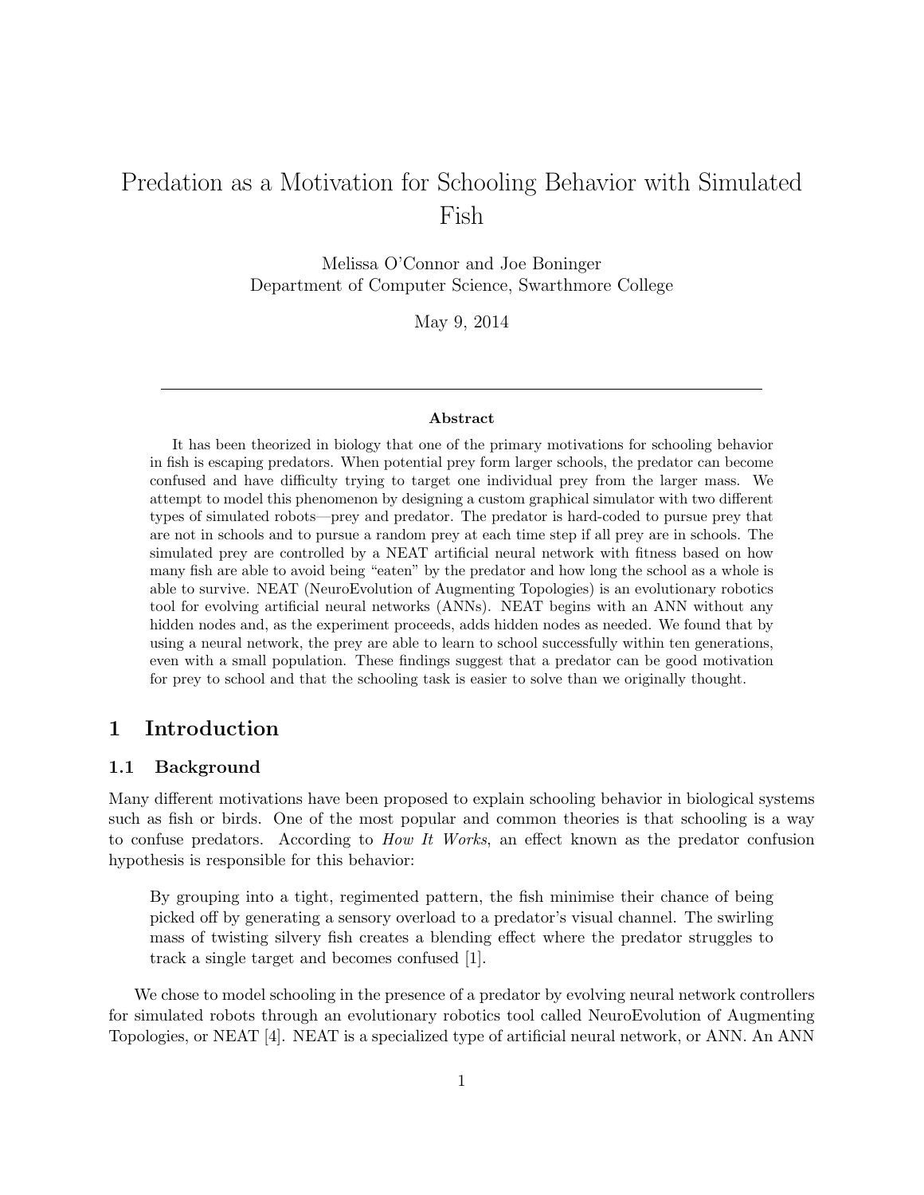# Predation as a Motivation for Schooling Behavior with Simulated Fish

Melissa O'Connor and Joe Boninger
Department of Computer Science, Swarthmore College

May 9, 2014

---

**Abstract**

It has been theorized in biology that one of the primary motivations for schooling behavior in fish is escaping predators. When potential prey form larger schools, the predator can become confused and have difficulty trying to target one individual prey from the larger mass. We attempt to model this phenomenon by designing a custom graphical simulator with two different types of simulated robots—prey and predator. The predator is hard-coded to pursue prey that are not in schools and to pursue a random prey at each time step if all prey are in schools. The simulated prey are controlled by a NEAT artificial neural network with fitness based on how many fish are able to avoid being "eaten" by the predator and how long the school as a whole is able to survive. NEAT (NeuroEvolution of Augmenting Topologies) is an evolutionary robotics tool for evolving artificial neural networks (ANNs). NEAT begins with an ANN without any hidden nodes and, as the experiment proceeds, adds hidden nodes as needed. We found that by using a neural network, the prey are able to learn to school successfully within ten generations, even with a small population. These findings suggest that a predator can be good motivation for prey to school and that the schooling task is easier to solve than we originally thought.

## 1 Introduction

### 1.1 Background

Many different motivations have been proposed to explain schooling behavior in biological systems such as fish or birds. One of the most popular and common theories is that schooling is a way to confuse predators. According to *How It Works*, an effect known as the predator confusion hypothesis is responsible for this behavior:

> By grouping into a tight, regimented pattern, the fish minimise their chance of being picked off by generating a sensory overload to a predator's visual channel. The swirling mass of twisting silvery fish creates a blending effect where the predator struggles to track a single target and becomes confused [1].

We chose to model schooling in the presence of a predator by evolving neural network controllers for simulated robots through an evolutionary robotics tool called NeuroEvolution of Augmenting Topologies, or NEAT [4]. NEAT is a specialized type of artificial neural network, or ANN. An ANN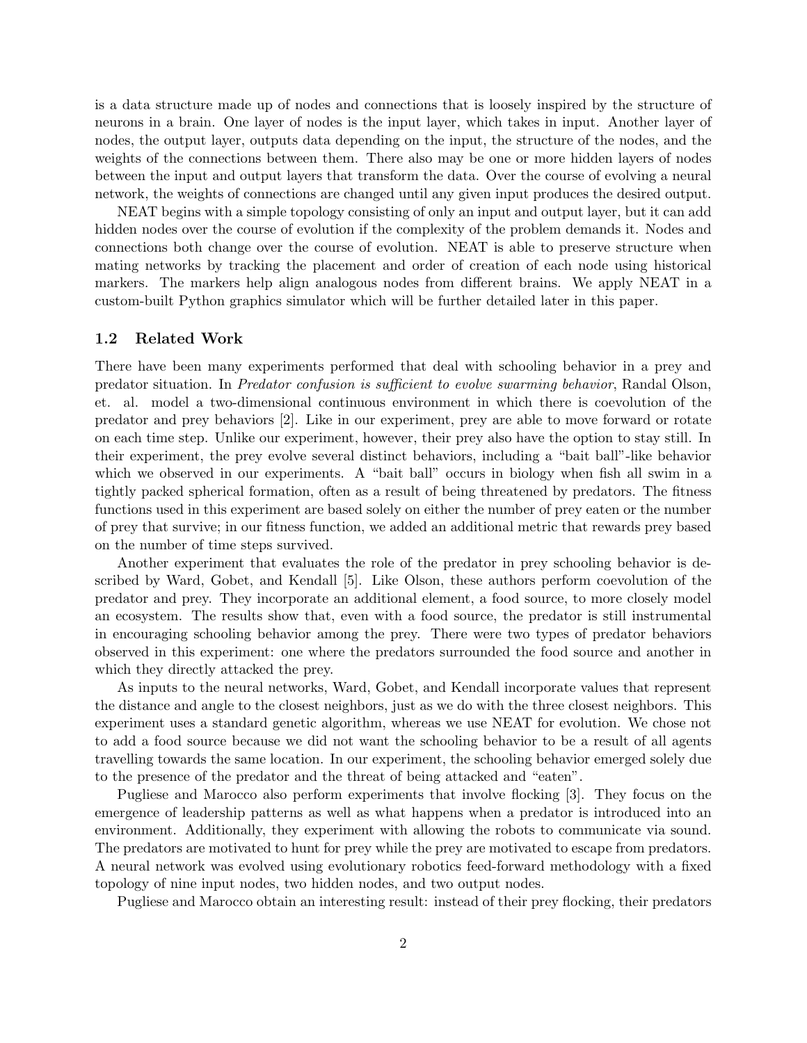is a data structure made up of nodes and connections that is loosely inspired by the structure of neurons in a brain. One layer of nodes is the input layer, which takes in input. Another layer of nodes, the output layer, outputs data depending on the input, the structure of the nodes, and the weights of the connections between them. There also may be one or more hidden layers of nodes between the input and output layers that transform the data. Over the course of evolving a neural network, the weights of connections are changed until any given input produces the desired output.

NEAT begins with a simple topology consisting of only an input and output layer, but it can add hidden nodes over the course of evolution if the complexity of the problem demands it. Nodes and connections both change over the course of evolution. NEAT is able to preserve structure when mating networks by tracking the placement and order of creation of each node using historical markers. The markers help align analogous nodes from different brains. We apply NEAT in a custom-built Python graphics simulator which will be further detailed later in this paper.

### 1.2 Related Work

There have been many experiments performed that deal with schooling behavior in a prey and predator situation. In *Predator confusion is sufficient to evolve swarming behavior*, Randal Olson, et. al. model a two-dimensional continuous environment in which there is coevolution of the predator and prey behaviors [2]. Like in our experiment, prey are able to move forward or rotate on each time step. Unlike our experiment, however, their prey also have the option to stay still. In their experiment, the prey evolve several distinct behaviors, including a "bait ball"-like behavior which we observed in our experiments. A "bait ball" occurs in biology when fish all swim in a tightly packed spherical formation, often as a result of being threatened by predators. The fitness functions used in this experiment are based solely on either the number of prey eaten or the number of prey that survive; in our fitness function, we added an additional metric that rewards prey based on the number of time steps survived.

Another experiment that evaluates the role of the predator in prey schooling behavior is described by Ward, Gobet, and Kendall [5]. Like Olson, these authors perform coevolution of the predator and prey. They incorporate an additional element, a food source, to more closely model an ecosystem. The results show that, even with a food source, the predator is still instrumental in encouraging schooling behavior among the prey. There were two types of predator behaviors observed in this experiment: one where the predators surrounded the food source and another in which they directly attacked the prey.

As inputs to the neural networks, Ward, Gobet, and Kendall incorporate values that represent the distance and angle to the closest neighbors, just as we do with the three closest neighbors. This experiment uses a standard genetic algorithm, whereas we use NEAT for evolution. We chose not to add a food source because we did not want the schooling behavior to be a result of all agents travelling towards the same location. In our experiment, the schooling behavior emerged solely due to the presence of the predator and the threat of being attacked and "eaten".

Pugliese and Marocco also perform experiments that involve flocking [3]. They focus on the emergence of leadership patterns as well as what happens when a predator is introduced into an environment. Additionally, they experiment with allowing the robots to communicate via sound. The predators are motivated to hunt for prey while the prey are motivated to escape from predators. A neural network was evolved using evolutionary robotics feed-forward methodology with a fixed topology of nine input nodes, two hidden nodes, and two output nodes.

Pugliese and Marocco obtain an interesting result: instead of their prey flocking, their predators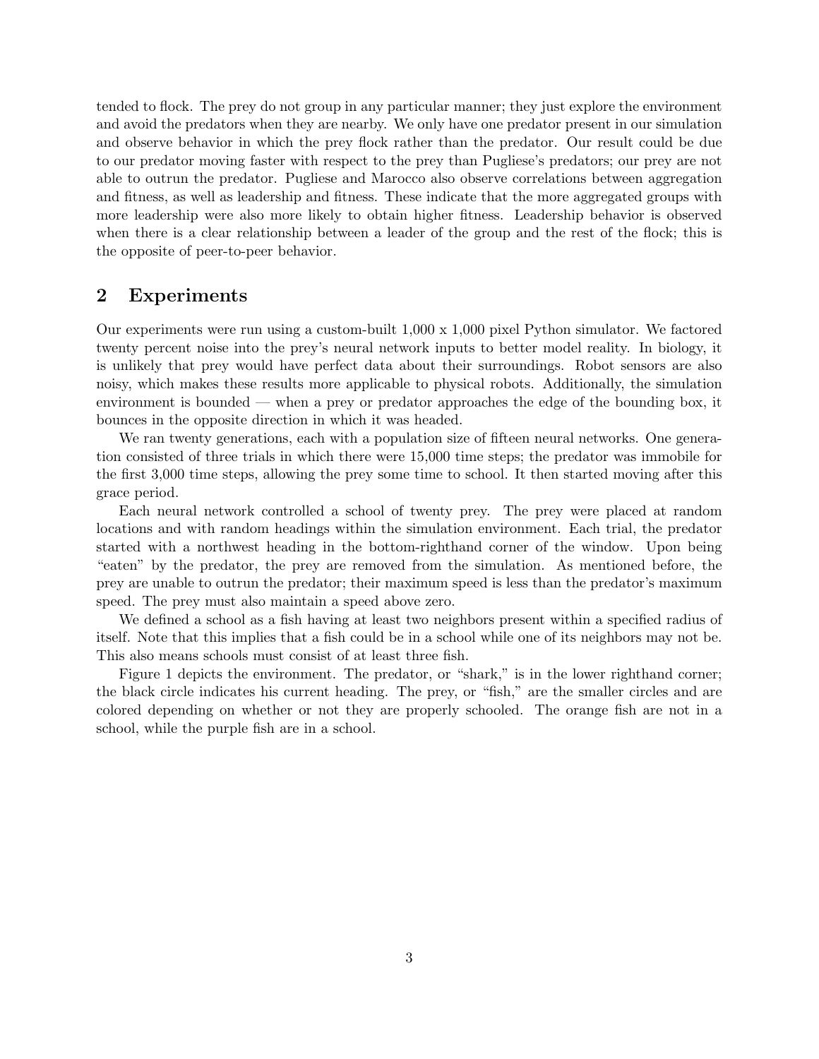tended to flock. The prey do not group in any particular manner; they just explore the environment and avoid the predators when they are nearby. We only have one predator present in our simulation and observe behavior in which the prey flock rather than the predator. Our result could be due to our predator moving faster with respect to the prey than Pugliese's predators; our prey are not able to outrun the predator. Pugliese and Marocco also observe correlations between aggregation and fitness, as well as leadership and fitness. These indicate that the more aggregated groups with more leadership were also more likely to obtain higher fitness. Leadership behavior is observed when there is a clear relationship between a leader of the group and the rest of the flock; this is the opposite of peer-to-peer behavior.

## 2 Experiments

Our experiments were run using a custom-built 1,000 x 1,000 pixel Python simulator. We factored twenty percent noise into the prey's neural network inputs to better model reality. In biology, it is unlikely that prey would have perfect data about their surroundings. Robot sensors are also noisy, which makes these results more applicable to physical robots. Additionally, the simulation environment is bounded — when a prey or predator approaches the edge of the bounding box, it bounces in the opposite direction in which it was headed.

We ran twenty generations, each with a population size of fifteen neural networks. One generation consisted of three trials in which there were 15,000 time steps; the predator was immobile for the first 3,000 time steps, allowing the prey some time to school. It then started moving after this grace period.

Each neural network controlled a school of twenty prey. The prey were placed at random locations and with random headings within the simulation environment. Each trial, the predator started with a northwest heading in the bottom-righthand corner of the window. Upon being "eaten" by the predator, the prey are removed from the simulation. As mentioned before, the prey are unable to outrun the predator; their maximum speed is less than the predator's maximum speed. The prey must also maintain a speed above zero.

We defined a school as a fish having at least two neighbors present within a specified radius of itself. Note that this implies that a fish could be in a school while one of its neighbors may not be. This also means schools must consist of at least three fish.

Figure 1 depicts the environment. The predator, or "shark," is in the lower righthand corner; the black circle indicates his current heading. The prey, or "fish," are the smaller circles and are colored depending on whether or not they are properly schooled. The orange fish are not in a school, while the purple fish are in a school.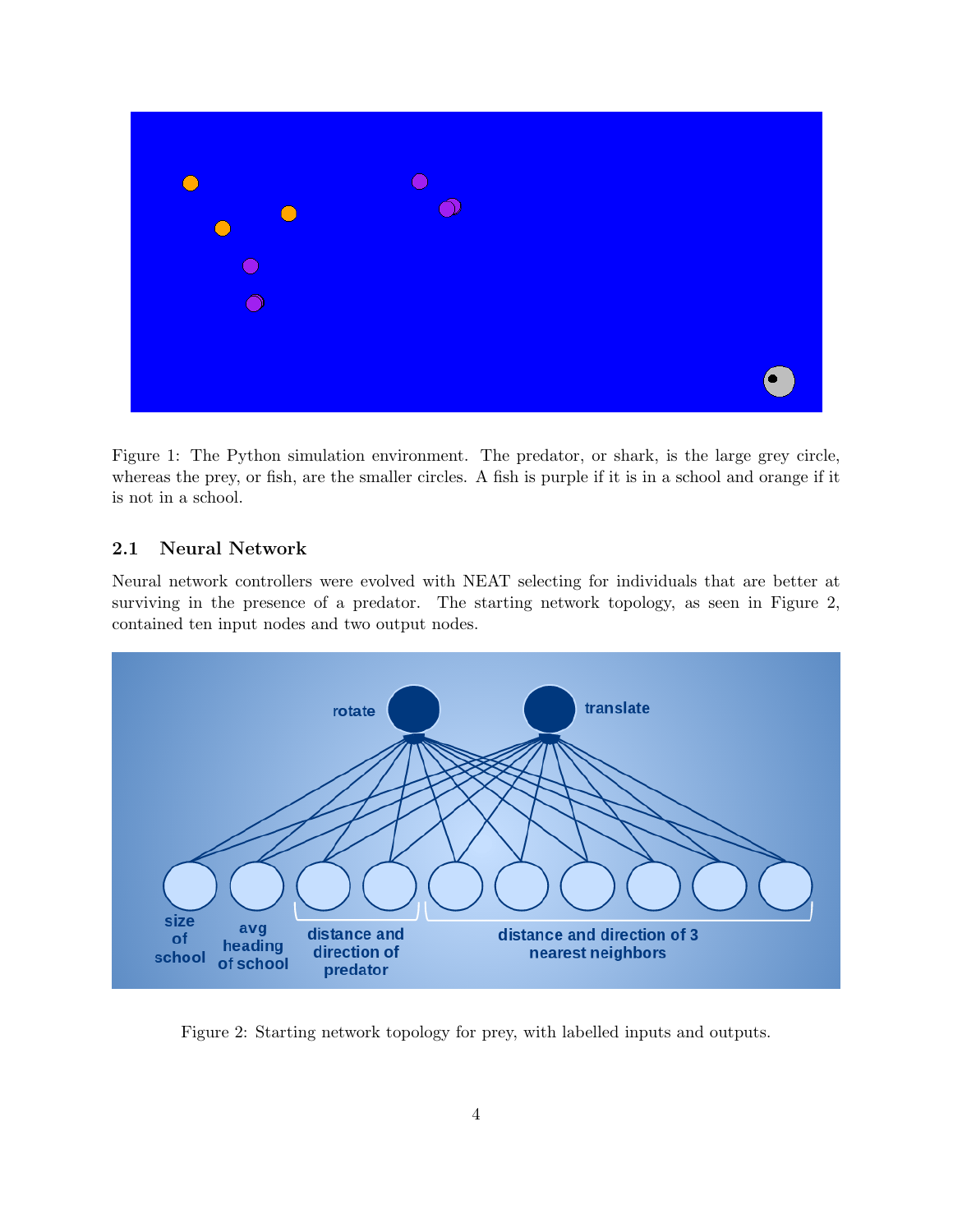Figure 1: The Python simulation environment. The predator, or shark, is the large grey circle, whereas the prey, or fish, are the smaller circles. A fish is purple if it is in a school and orange if it is not in a school.

### 2.1 Neural Network

Neural network controllers were evolved with NEAT selecting for individuals that are better at surviving in the presence of a predator. The starting network topology, as seen in Figure 2, contained ten input nodes and two output nodes.

Figure 2: Starting network topology for prey, with labelled inputs and outputs.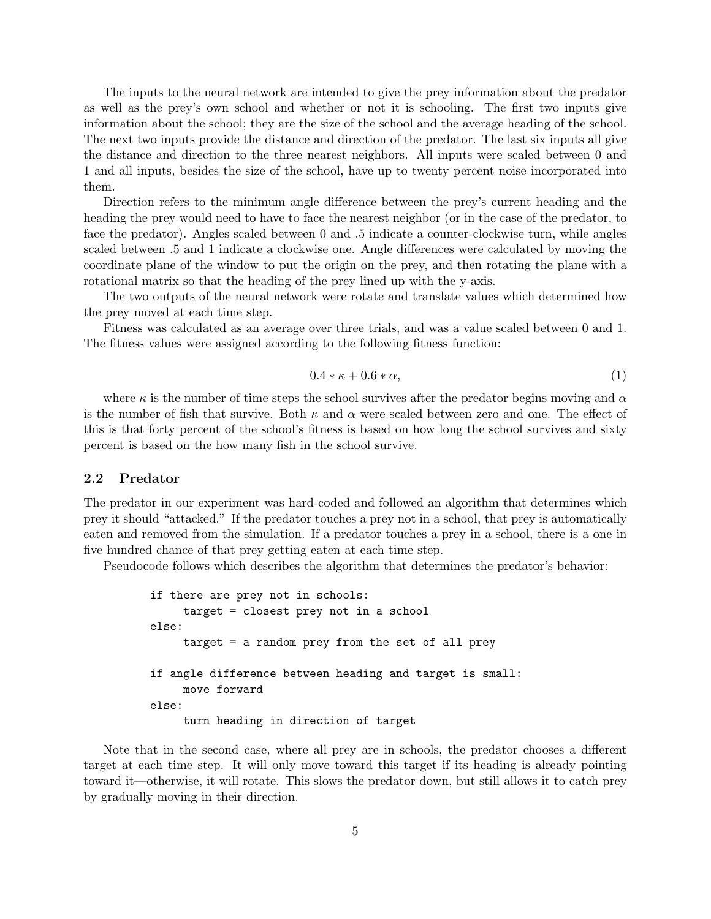The inputs to the neural network are intended to give the prey information about the predator as well as the prey's own school and whether or not it is schooling. The first two inputs give information about the school; they are the size of the school and the average heading of the school. The next two inputs provide the distance and direction of the predator. The last six inputs all give the distance and direction to the three nearest neighbors. All inputs were scaled between 0 and 1 and all inputs, besides the size of the school, have up to twenty percent noise incorporated into them.

Direction refers to the minimum angle difference between the prey's current heading and the heading the prey would need to have to face the nearest neighbor (or in the case of the predator, to face the predator). Angles scaled between 0 and .5 indicate a counter-clockwise turn, while angles scaled between .5 and 1 indicate a clockwise one. Angle differences were calculated by moving the coordinate plane of the window to put the origin on the prey, and then rotating the plane with a rotational matrix so that the heading of the prey lined up with the y-axis.

The two outputs of the neural network were rotate and translate values which determined how the prey moved at each time step.

Fitness was calculated as an average over three trials, and was a value scaled between 0 and 1. The fitness values were assigned according to the following fitness function:

$$0.4 * \kappa + 0.6 * \alpha, \tag{1}$$

where $\kappa$ is the number of time steps the school survives after the predator begins moving and $\alpha$ is the number of fish that survive. Both $\kappa$ and $\alpha$ were scaled between zero and one. The effect of this is that forty percent of the school's fitness is based on how long the school survives and sixty percent is based on the how many fish in the school survive.

## 2.2 Predator

The predator in our experiment was hard-coded and followed an algorithm that determines which prey it should "attacked." If the predator touches a prey not in a school, that prey is automatically eaten and removed from the simulation. If a predator touches a prey in a school, there is a one in five hundred chance of that prey getting eaten at each time step.

Pseudocode follows which describes the algorithm that determines the predator's behavior:

```
if there are prey not in schools:
     target = closest prey not in a school
else:
     target = a random prey from the set of all prey

if angle difference between heading and target is small:
     move forward
else:
     turn heading in direction of target
```

Note that in the second case, where all prey are in schools, the predator chooses a different target at each time step. It will only move toward this target if its heading is already pointing toward it—otherwise, it will rotate. This slows the predator down, but still allows it to catch prey by gradually moving in their direction.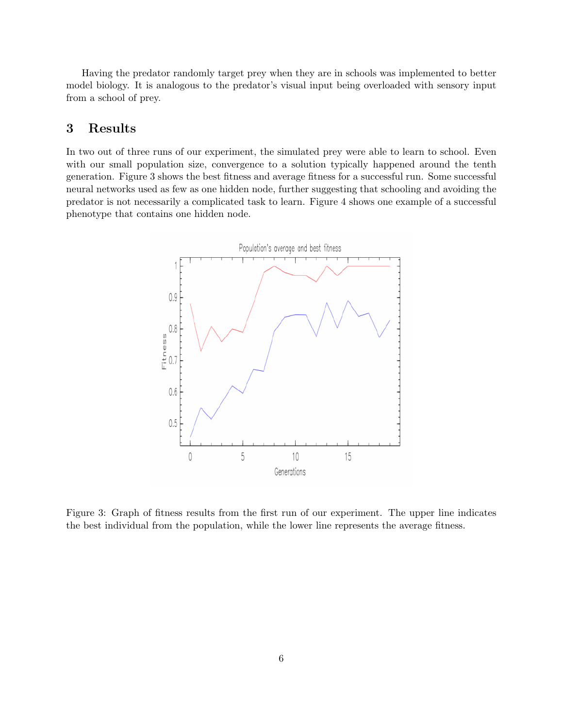Having the predator randomly target prey when they are in schools was implemented to better model biology. It is analogous to the predator's visual input being overloaded with sensory input from a school of prey.

## 3 Results

In two out of three runs of our experiment, the simulated prey were able to learn to school. Even with our small population size, convergence to a solution typically happened around the tenth generation. Figure 3 shows the best fitness and average fitness for a successful run. Some successful neural networks used as few as one hidden node, further suggesting that schooling and avoiding the predator is not necessarily a complicated task to learn. Figure 4 shows one example of a successful phenotype that contains one hidden node.

Figure 3: Graph of fitness results from the first run of our experiment. The upper line indicates the best individual from the population, while the lower line represents the average fitness.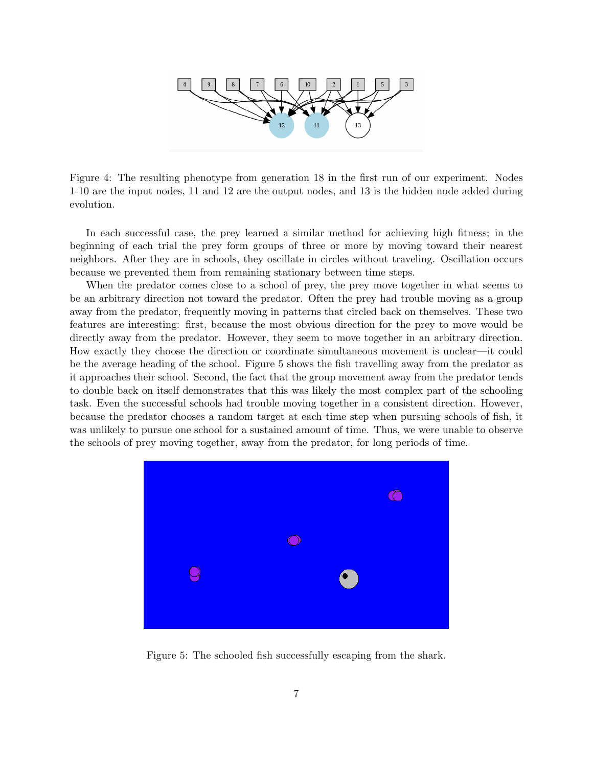Figure 4: The resulting phenotype from generation 18 in the first run of our experiment. Nodes 1-10 are the input nodes, 11 and 12 are the output nodes, and 13 is the hidden node added during evolution.

In each successful case, the prey learned a similar method for achieving high fitness; in the beginning of each trial the prey form groups of three or more by moving toward their nearest neighbors. After they are in schools, they oscillate in circles without traveling. Oscillation occurs because we prevented them from remaining stationary between time steps.

When the predator comes close to a school of prey, the prey move together in what seems to be an arbitrary direction not toward the predator. Often the prey had trouble moving as a group away from the predator, frequently moving in patterns that circled back on themselves. These two features are interesting: first, because the most obvious direction for the prey to move would be directly away from the predator. However, they seem to move together in an arbitrary direction. How exactly they choose the direction or coordinate simultaneous movement is unclear—it could be the average heading of the school. Figure 5 shows the fish travelling away from the predator as it approaches their school. Second, the fact that the group movement away from the predator tends to double back on itself demonstrates that this was likely the most complex part of the schooling task. Even the successful schools had trouble moving together in a consistent direction. However, because the predator chooses a random target at each time step when pursuing schools of fish, it was unlikely to pursue one school for a sustained amount of time. Thus, we were unable to observe the schools of prey moving together, away from the predator, for long periods of time.

Figure 5: The schooled fish successfully escaping from the shark.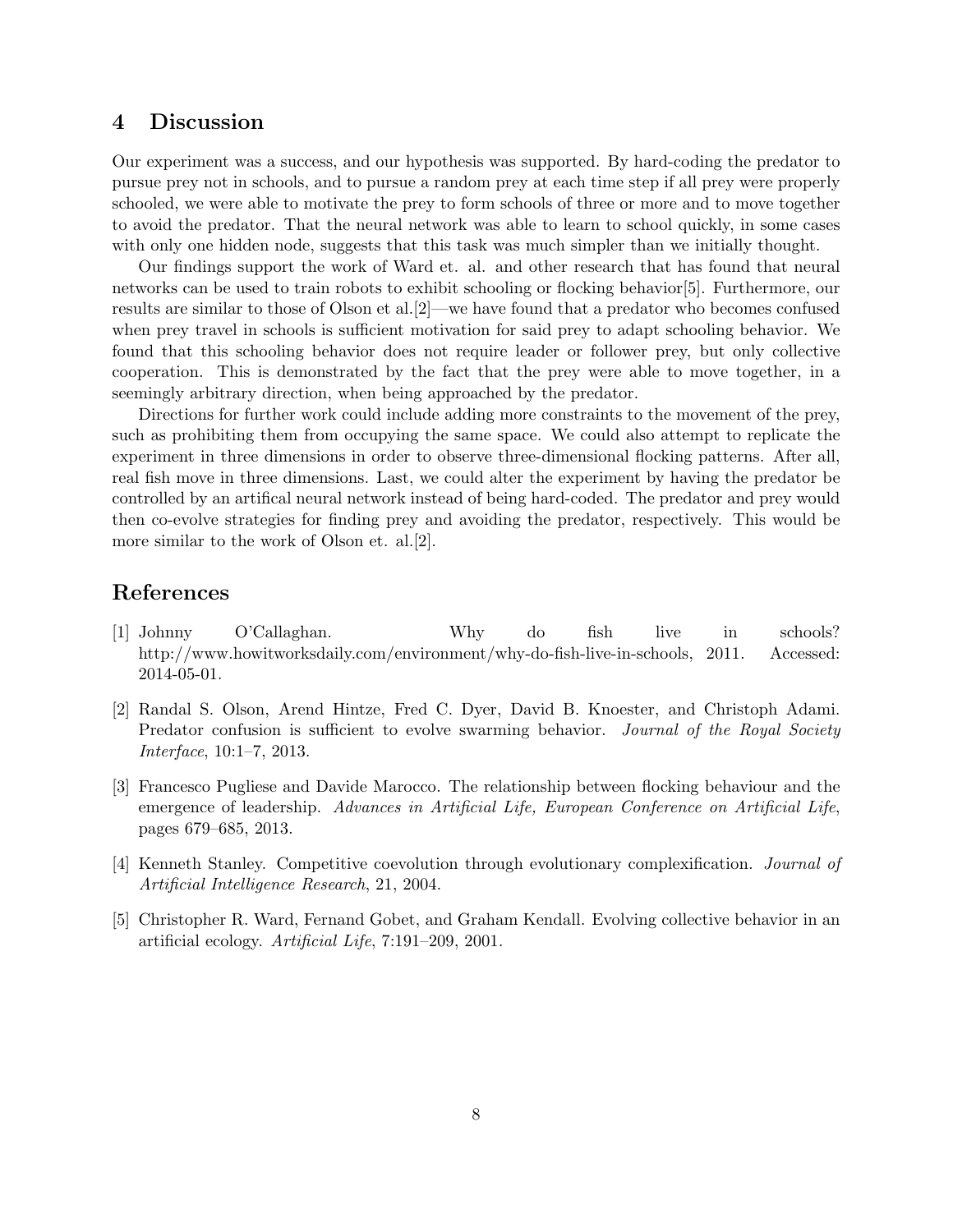## 4 Discussion

Our experiment was a success, and our hypothesis was supported. By hard-coding the predator to pursue prey not in schools, and to pursue a random prey at each time step if all prey were properly schooled, we were able to motivate the prey to form schools of three or more and to move together to avoid the predator. That the neural network was able to learn to school quickly, in some cases with only one hidden node, suggests that this task was much simpler than we initially thought.

Our findings support the work of Ward et. al. and other research that has found that neural networks can be used to train robots to exhibit schooling or flocking behavior[5]. Furthermore, our results are similar to those of Olson et al.[2]—we have found that a predator who becomes confused when prey travel in schools is sufficient motivation for said prey to adapt schooling behavior. We found that this schooling behavior does not require leader or follower prey, but only collective cooperation. This is demonstrated by the fact that the prey were able to move together, in a seemingly arbitrary direction, when being approached by the predator.

Directions for further work could include adding more constraints to the movement of the prey, such as prohibiting them from occupying the same space. We could also attempt to replicate the experiment in three dimensions in order to observe three-dimensional flocking patterns. After all, real fish move in three dimensions. Last, we could alter the experiment by having the predator be controlled by an artifical neural network instead of being hard-coded. The predator and prey would then co-evolve strategies for finding prey and avoiding the predator, respectively. This would be more similar to the work of Olson et. al.[2].

## References

[1] Johnny O'Callaghan. Why do fish live in schools? http://www.howitworksdaily.com/environment/why-do-fish-live-in-schools, 2011. Accessed: 2014-05-01.

[2] Randal S. Olson, Arend Hintze, Fred C. Dyer, David B. Knoester, and Christoph Adami. Predator confusion is sufficient to evolve swarming behavior. *Journal of the Royal Society Interface*, 10:1–7, 2013.

[3] Francesco Pugliese and Davide Marocco. The relationship between flocking behaviour and the emergence of leadership. *Advances in Artificial Life, European Conference on Artificial Life*, pages 679–685, 2013.

[4] Kenneth Stanley. Competitive coevolution through evolutionary complexification. *Journal of Artificial Intelligence Research*, 21, 2004.

[5] Christopher R. Ward, Fernand Gobet, and Graham Kendall. Evolving collective behavior in an artificial ecology. *Artificial Life*, 7:191–209, 2001.